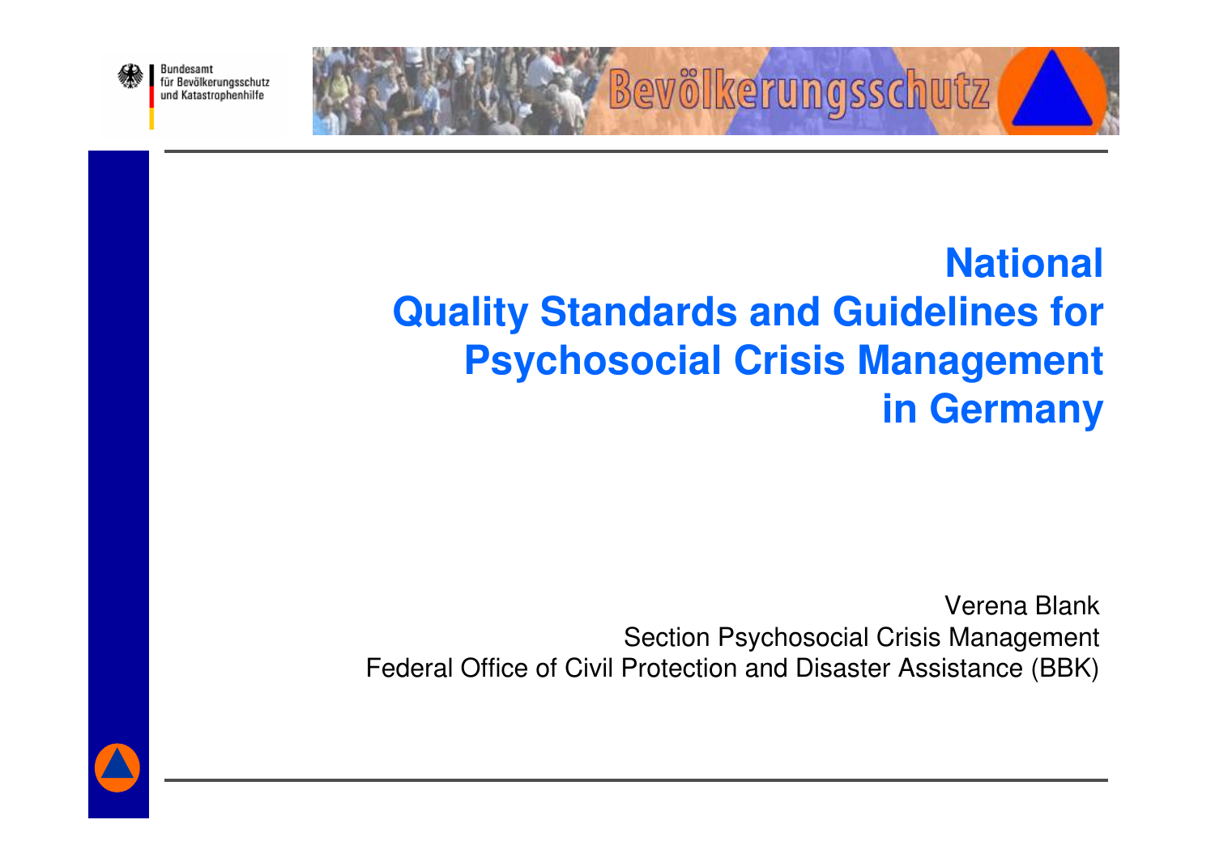Bundesamt für Bevölkerungsschutz und Katastrophenhilfe

Bevölkerungsschutz

# National Quality Standards and Guidelines for Psychosocial Crisis Management in Germany

Verena Blank
Section Psychosocial Crisis Management
Federal Office of Civil Protection and Disaster Assistance (BBK)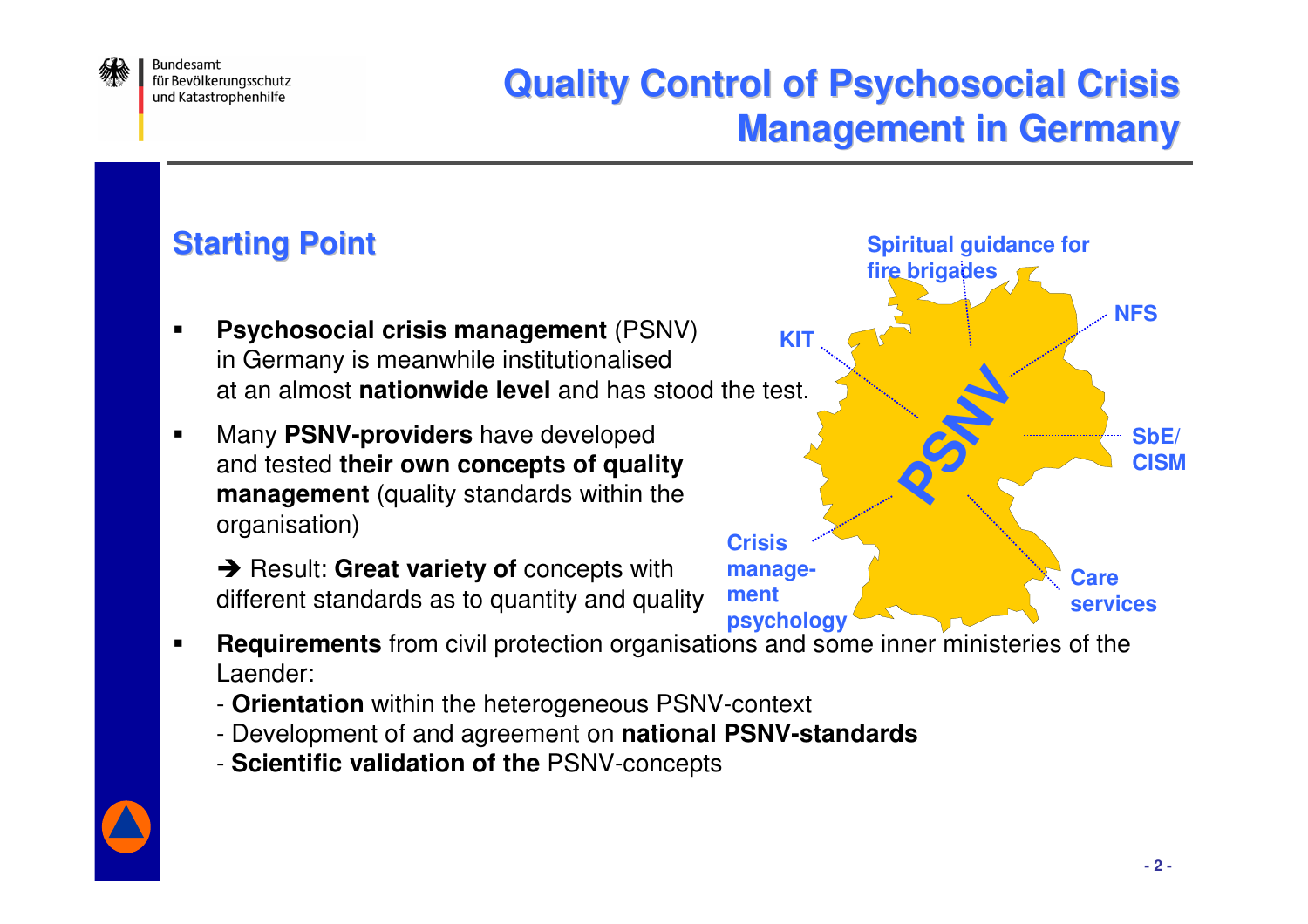# Quality Control of Psychosocial Crisis Management in Germany

## Starting Point

- **Psychosocial crisis management** (PSNV) in Germany is meanwhile institutionalised at an almost **nationwide level** and has stood the test.
- Many **PSNV-providers** have developed and tested **their own concepts of quality management** (quality standards within the organisation)

  ➔ Result: **Great variety of** concepts with different standards as to quantity and quality

PSNV

Spiritual guidance for fire brigades

NFS

KIT

SbE/ CISM

Crisis manage-ment psychology

Care services

- **Requirements** from civil protection organisations and some inner ministeries of the Laender:
  - **Orientation** within the heterogeneous PSNV-context
  - Development of and agreement on **national PSNV-standards**
  - **Scientific validation of the** PSNV-concepts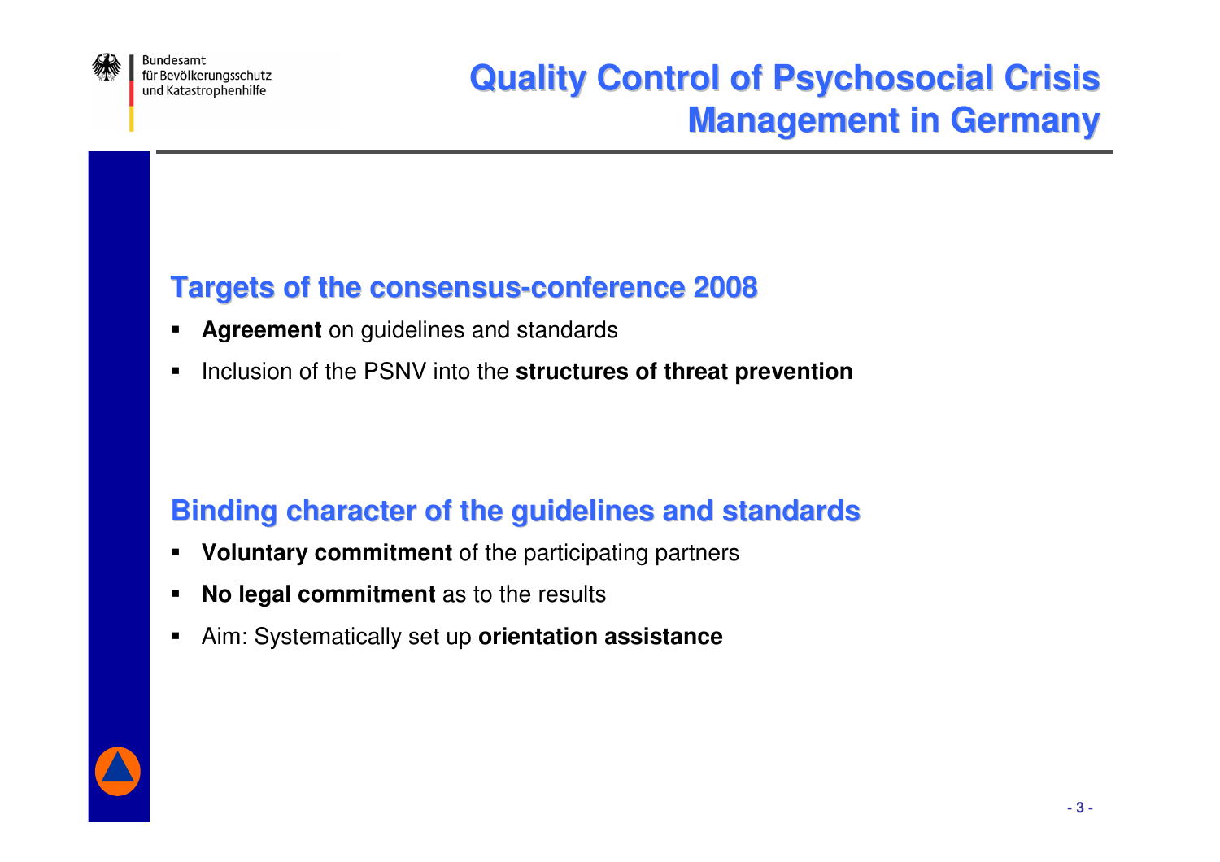# Quality Control of Psychosocial Crisis Management in Germany

## Targets of the consensus-conference 2008

- **Agreement** on guidelines and standards
- Inclusion of the PSNV into the **structures of threat prevention**

## Binding character of the guidelines and standards

- **Voluntary commitment** of the participating partners
- **No legal commitment** as to the results
- Aim: Systematically set up **orientation assistance**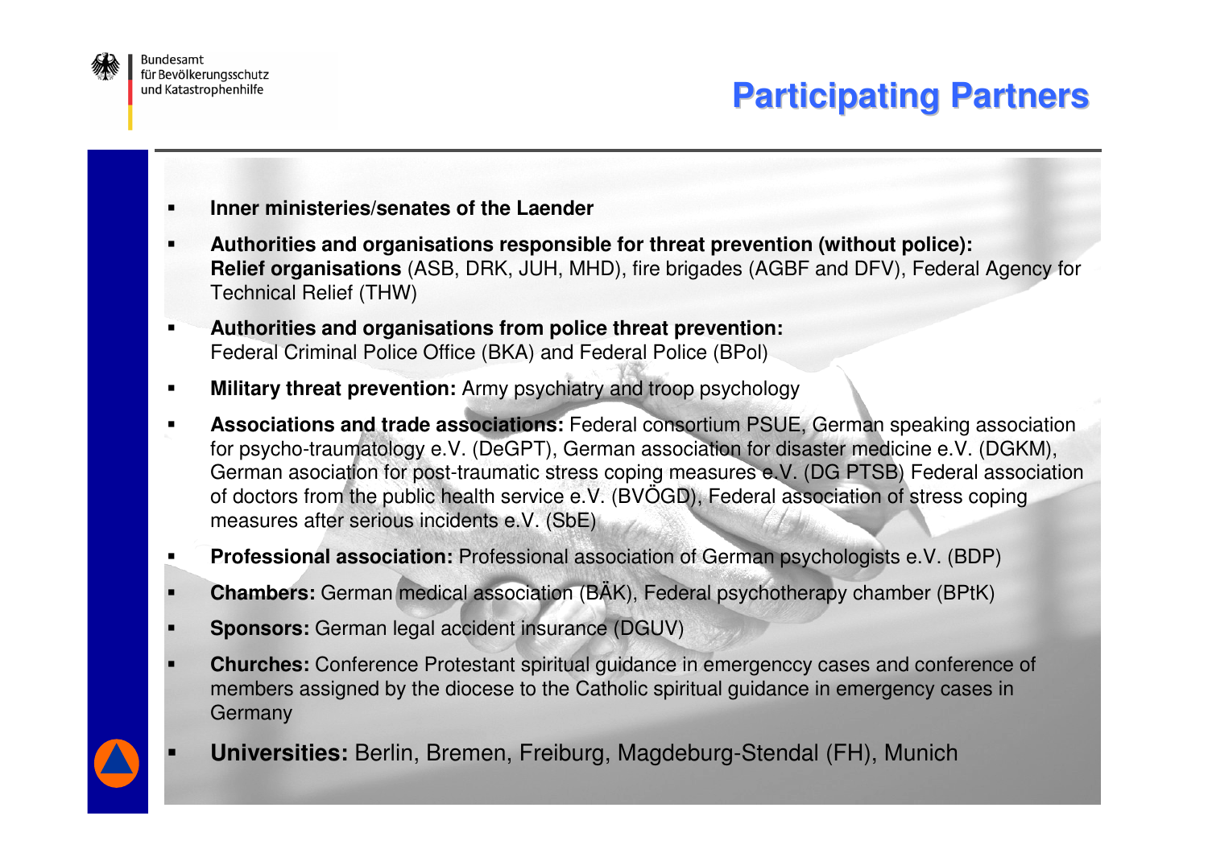# Participating Partners

- **Inner ministeries/senates of the Laender**
- **Authorities and organisations responsible for threat prevention (without police):** **Relief organisations** (ASB, DRK, JUH, MHD), fire brigades (AGBF and DFV), Federal Agency for Technical Relief (THW)
- **Authorities and organisations from police threat prevention:** Federal Criminal Police Office (BKA) and Federal Police (BPol)
- **Military threat prevention:** Army psychiatry and troop psychology
- **Associations and trade associations:** Federal consortium PSUE, German speaking association for psycho-traumatology e.V. (DeGPT), German association for disaster medicine e.V. (DGKM), German association for post-traumatic stress coping measures e.V. (DG PTSB) Federal association of doctors from the public health service e.V. (BVÖGD), Federal association of stress coping measures after serious incidents e.V. (SbE)
- **Professional association:** Professional association of German psychologists e.V. (BDP)
- **Chambers:** German medical association (BÄK), Federal psychotherapy chamber (BPtK)
- **Sponsors:** German legal accident insurance (DGUV)
- **Churches:** Conference Protestant spiritual guidance in emergenccy cases and conference of members assigned by the diocese to the Catholic spiritual guidance in emergency cases in Germany
- **Universities:** Berlin, Bremen, Freiburg, Magdeburg-Stendal (FH), Munich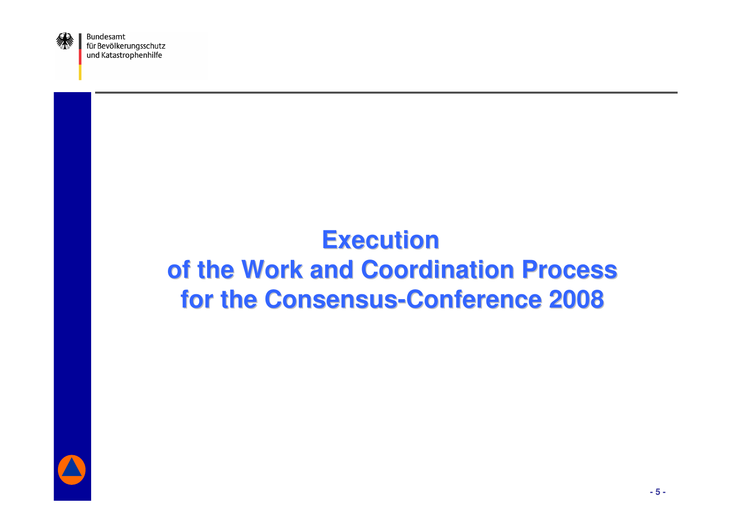# Execution of the Work and Coordination Process for the Consensus-Conference 2008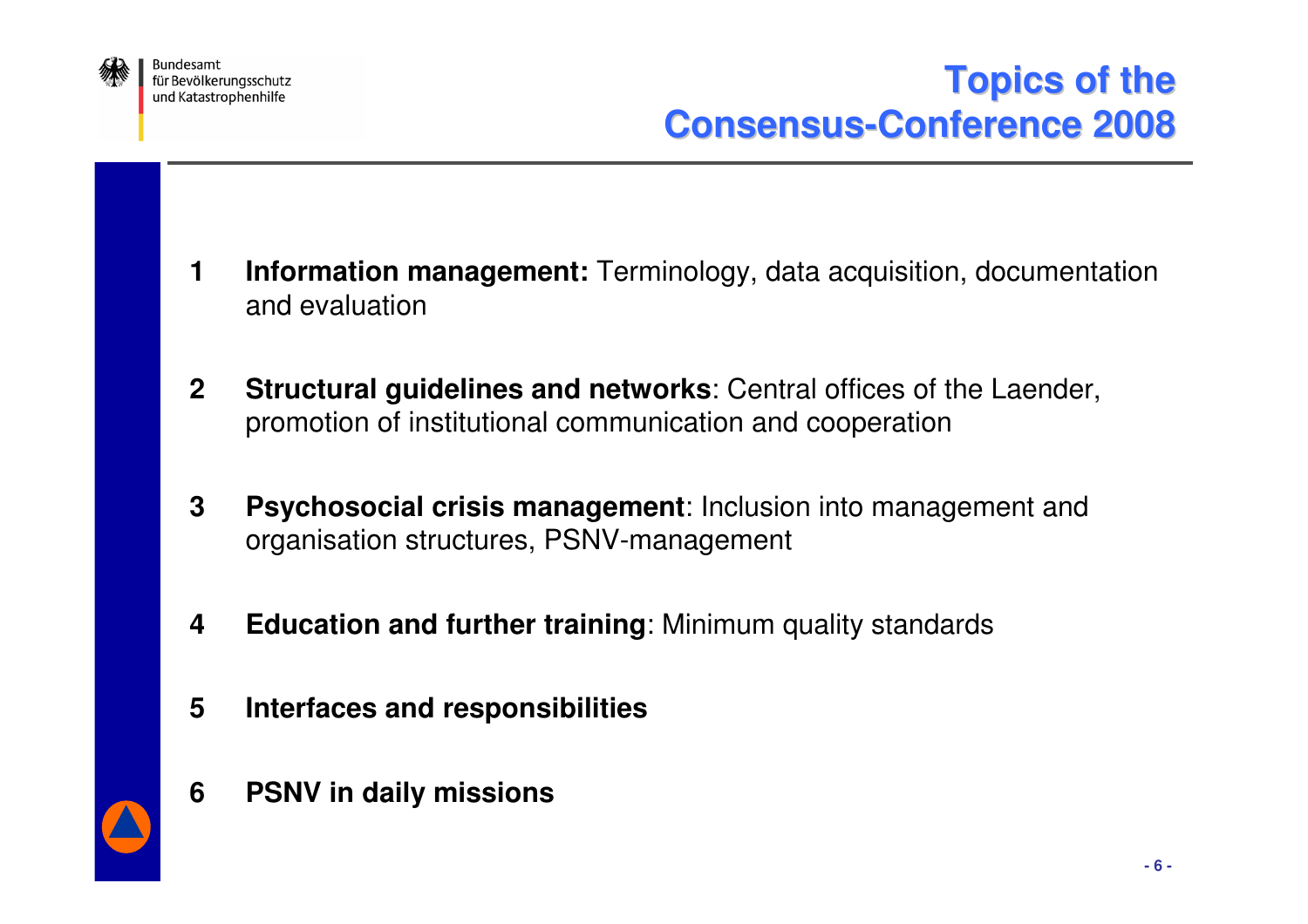# Topics of the Consensus-Conference 2008

1. **Information management:** Terminology, data acquisition, documentation and evaluation

2. **Structural guidelines and networks**: Central offices of the Laender, promotion of institutional communication and cooperation

3. **Psychosocial crisis management**: Inclusion into management and organisation structures, PSNV-management

4. **Education and further training**: Minimum quality standards

5. **Interfaces and responsibilities**

6. **PSNV in daily missions**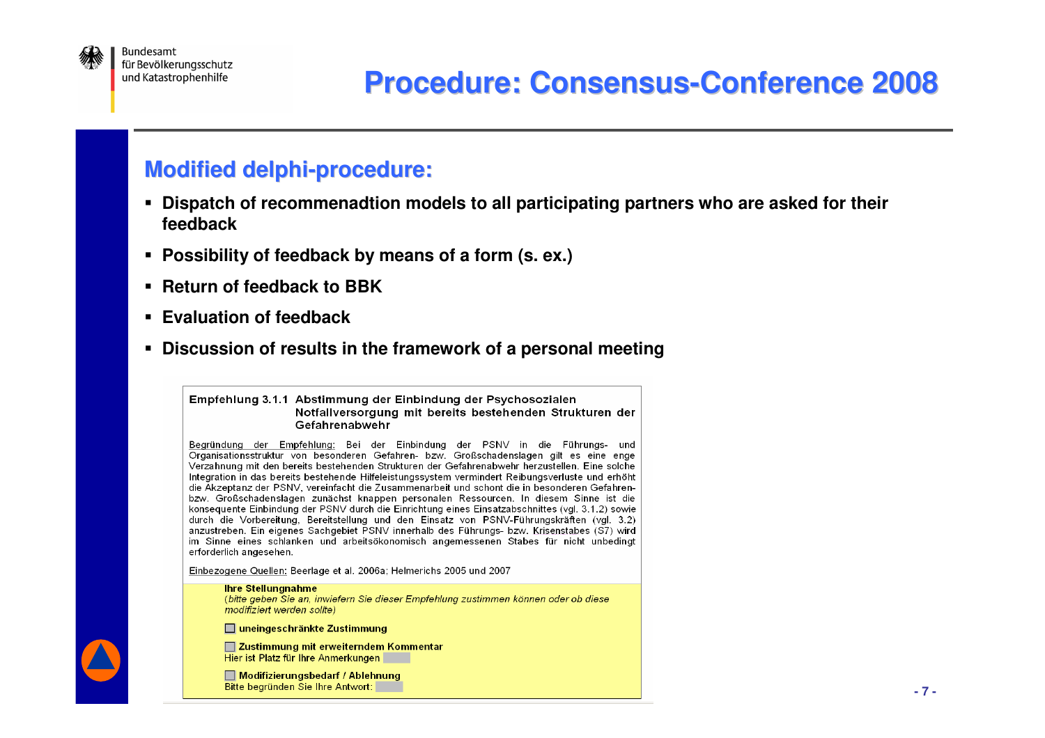# Procedure: Consensus-Conference 2008

## Modified delphi-procedure:

- **Dispatch of recommenadtion models to all participating partners who are asked for their feedback**
- **Possibility of feedback by means of a form (s. ex.)**
- **Return of feedback to BBK**
- **Evaluation of feedback**
- **Discussion of results in the framework of a personal meeting**

**Empfehlung 3.1.1 Abstimmung der Einbindung der Psychosozialen Notfallversorgung mit bereits bestehenden Strukturen der Gefahrenabwehr**

Begründung der Empfehlung: Bei der Einbindung der PSNV in die Führungs- und Organisationsstruktur von besonderen Gefahren- bzw. Großschadenslagen gilt es eine enge Verzahnung mit den bereits bestehenden Strukturen der Gefahrenabwehr herzustellen. Eine solche Integration in das bereits bestehende Hilfeleistungssystem vermindert Reibungsverluste und erhöht die Akzeptanz der PSNV, vereinfacht die Zusammenarbeit und schont die in besonderen Gefahren- bzw. Großschadenslagen zunächst knappen personalen Ressourcen. In diesem Sinne ist die konsequente Einbindung der PSNV durch die Einrichtung eines Einsatzabschnittes (vgl. 3.1.2) sowie durch die Vorbereitung, Bereitstellung und den Einsatz von PSNV-Führungskräften (vgl. 3.2) anzustreben. Ein eigenes Sachgebiet PSNV innerhalb des Führungs- bzw. Krisenstabes (S7) wird im Sinne eines schlanken und arbeitsökonomisch angemessenen Stabes für nicht unbedingt erforderlich angesehen.

Einbezogene Quellen: Beerlage et al. 2006a; Helmerichs 2005 und 2007

**Ihre Stellungnahme**
*(bitte geben Sie an, inwiefern Sie dieser Empfehlung zustimmen können oder ob diese modifiziert werden sollte)*

- ☐ **uneingeschränkte Zustimmung**
- ☐ **Zustimmung mit erweiterndem Kommentar**
  Hier ist Platz für Ihre Anmerkungen
- ☐ **Modifizierungsbedarf / Ablehnung**
  Bitte begründen Sie Ihre Antwort: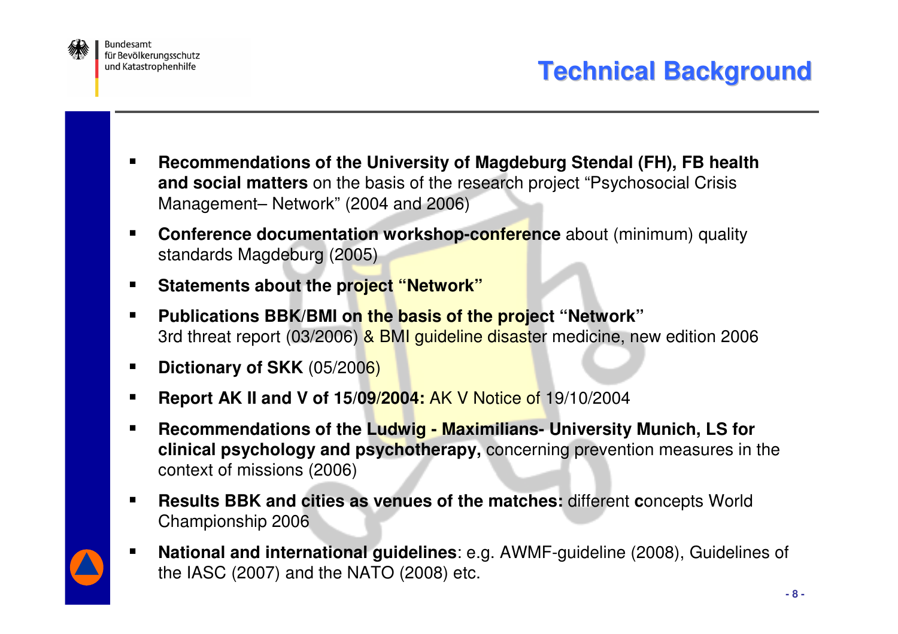# Technical Background

- **Recommendations of the University of Magdeburg Stendal (FH), FB health and social matters** on the basis of the research project "Psychosocial Crisis Management– Network" (2004 and 2006)
- **Conference documentation workshop-conference** about (minimum) quality standards Magdeburg (2005)
- **Statements about the project "Network"**
- **Publications BBK/BMI on the basis of the project "Network"** 3rd threat report (03/2006) & BMI guideline disaster medicine, new edition 2006
- **Dictionary of SKK** (05/2006)
- **Report AK II and V of 15/09/2004:** AK V Notice of 19/10/2004
- **Recommendations of the Ludwig - Maximilians- University Munich, LS for clinical psychology and psychotherapy,** concerning prevention measures in the context of missions (2006)
- **Results BBK and cities as venues of the matches:** different **c**oncepts World Championship 2006
- **National and international guidelines**: e.g. AWMF-guideline (2008), Guidelines of the IASC (2007) and the NATO (2008) etc.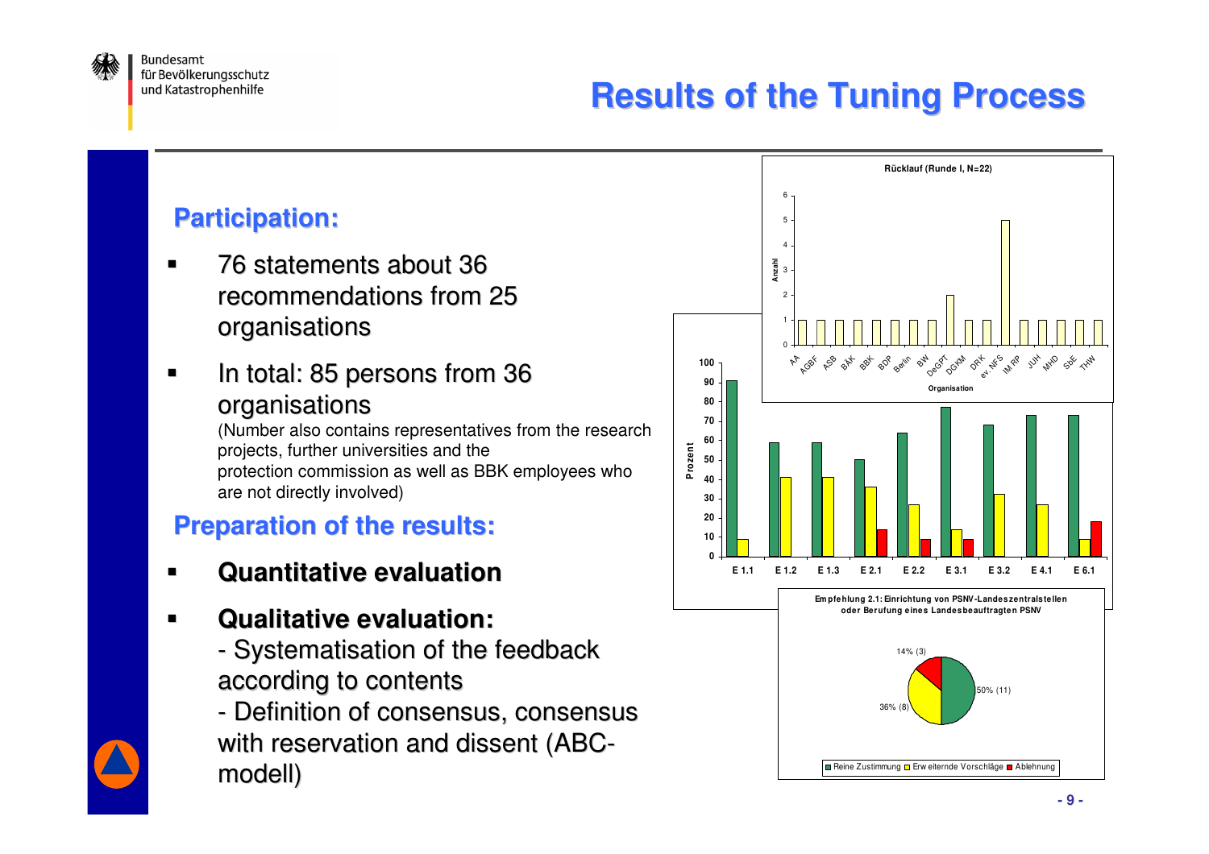# Results of the Tuning Process

## Participation:

- 76 statements about 36 recommendations from 25 organisations
- In total: 85 persons from 36 organisations
  (Number also contains representatives from the research projects, further universities and the protection commission as well as BBK employees who are not directly involved)

## Preparation of the results:

- **Quantitative evaluation**
- **Qualitative evaluation:**
  - Systematisation of the feedback according to contents
  - Definition of consensus, consensus with reservation and dissent (ABC-modell)

Rücklauf (Runde I, N=22)

Anzahl

0
1
2
3
4
5
6

AA AGBF ASB BÄK BBK BDP Berlin BW DeGPT DGKM DRK ev. NFS IM RP JUH MHD SbE THW

Organisation

Prozent

0
10
20
30
40
50
60
70
80
90
100

E 1.1 E 1.2 E 1.3 E 2.1 E 2.2 E 3.1 E 3.2 E 4.1 E 6.1

Empfehlung 2.1: Einrichtung von PSNV-Landeszentralstellen oder Berufung eines Landesbeauftragten PSNV

14% (3)
50% (11)
36% (8)

Reine Zustimmung
Erweiternde Vorschläge
Ablehnung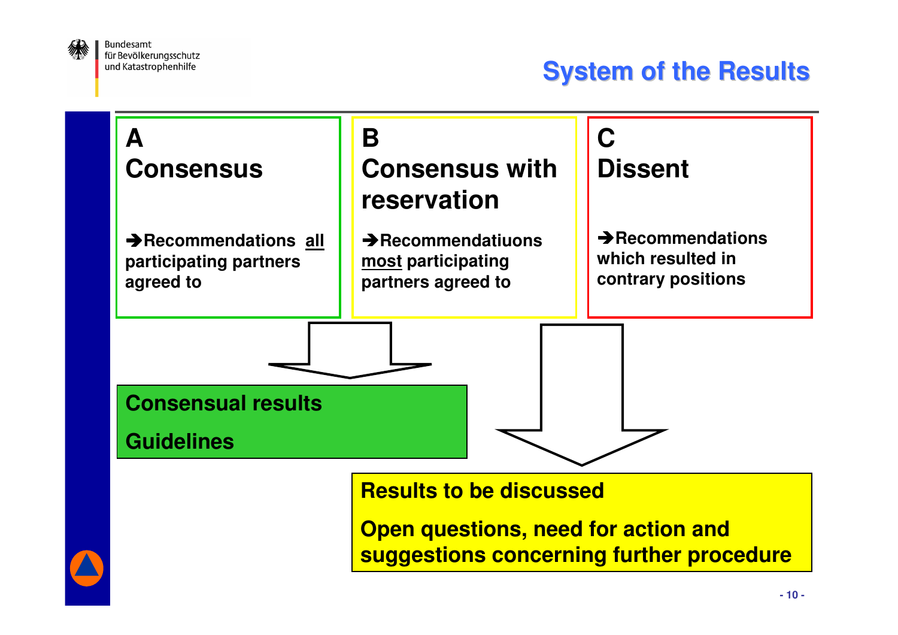# System of the Results

**A**
**Consensus**

➔Recommendations <u>all</u> participating partners agreed to

**B**
**Consensus with reservation**

➔Recommendatiuons <u>most</u> participating partners agreed to

**C**
**Dissent**

➔Recommendations which resulted in contrary positions

**Consensual results**

**Guidelines**

**Results to be discussed**

**Open questions, need for action and suggestions concerning further procedure**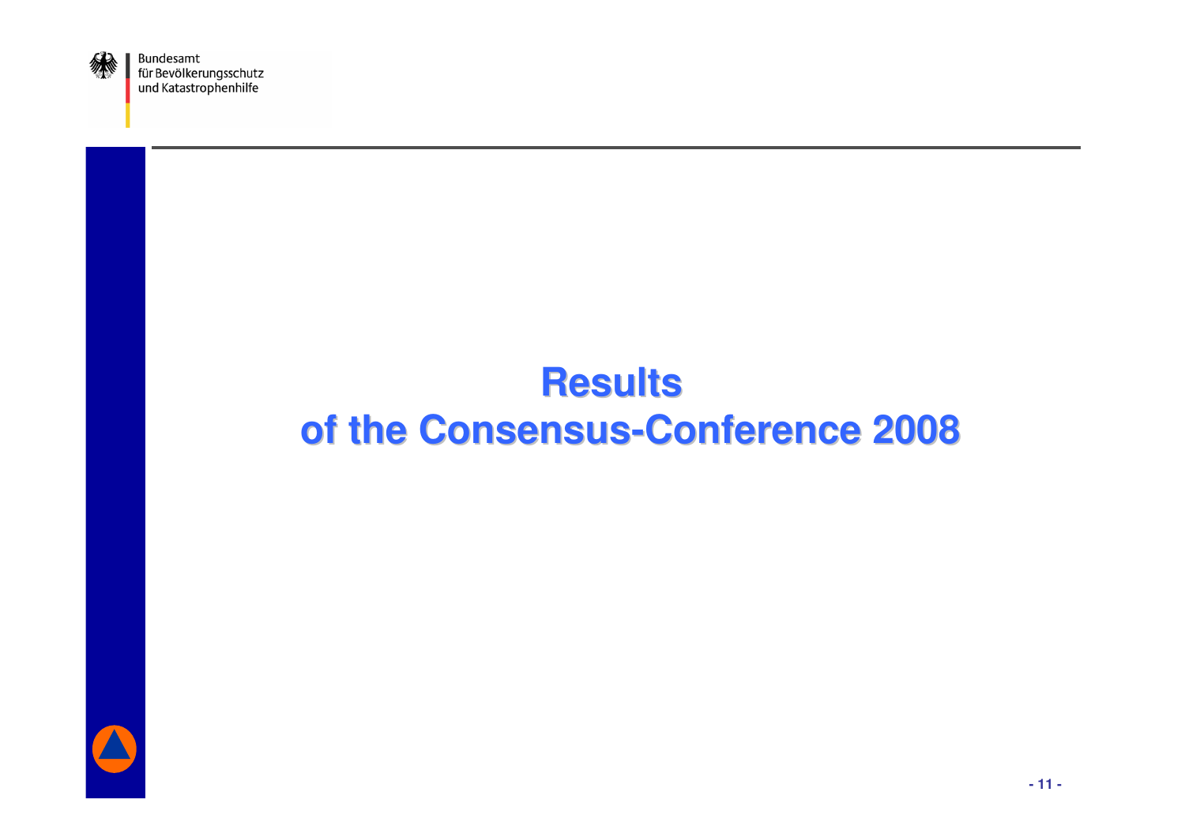# Results of the Consensus-Conference 2008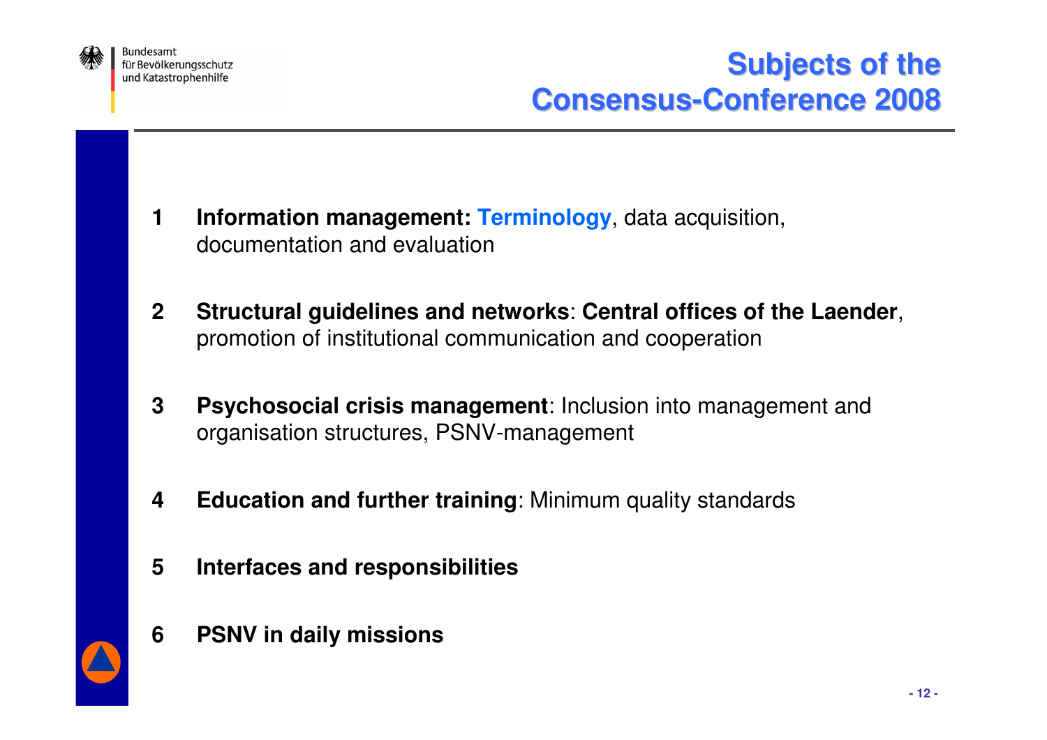# Subjects of the Consensus-Conference 2008

1. **Information management: Terminology**, data acquisition, documentation and evaluation
2. **Structural guidelines and networks**: **Central offices of the Laender**, promotion of institutional communication and cooperation
3. **Psychosocial crisis management**: Inclusion into management and organisation structures, PSNV-management
4. **Education and further training**: Minimum quality standards
5. **Interfaces and responsibilities**
6. **PSNV in daily missions**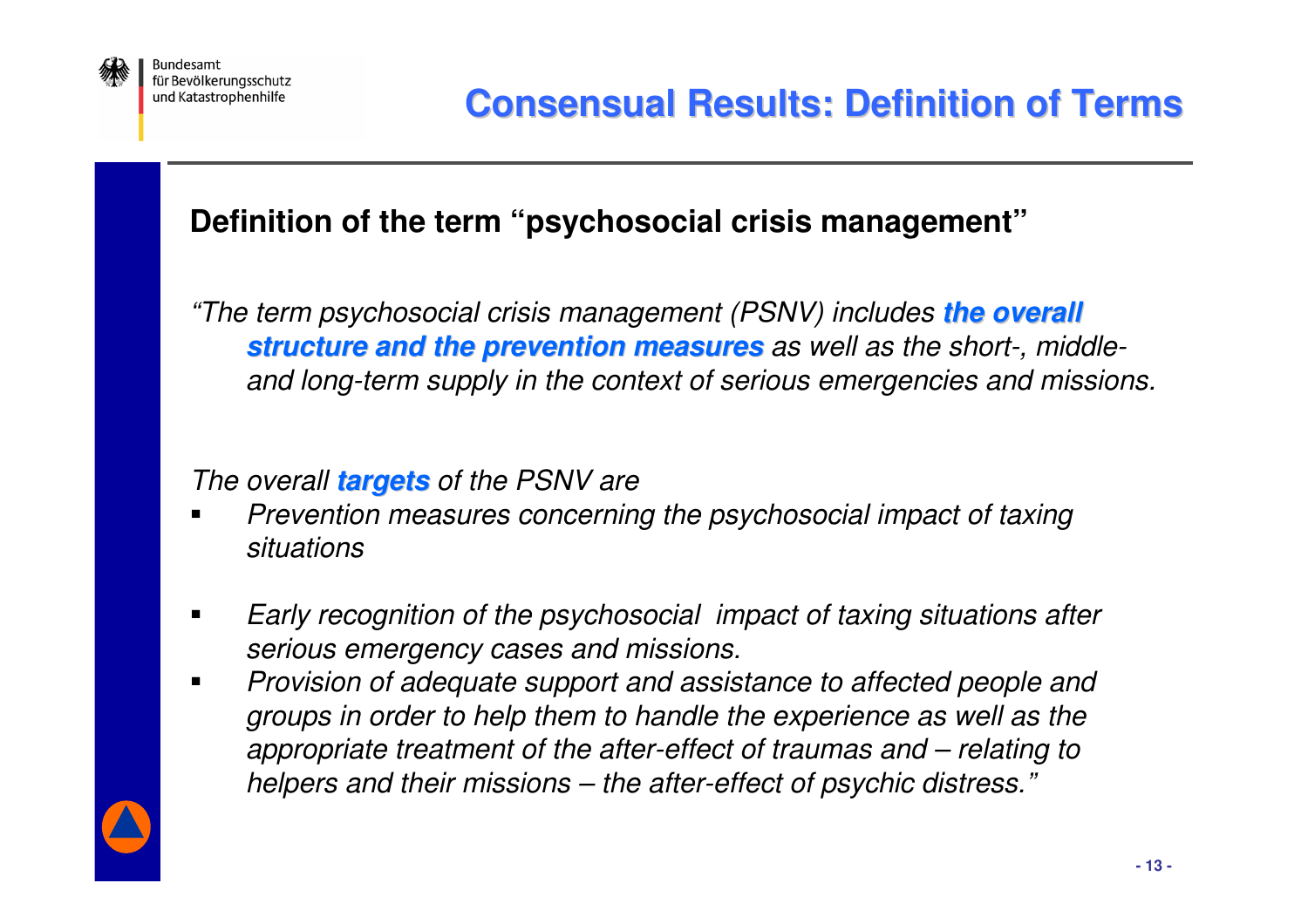## Consensual Results: Definition of Terms

**Definition of the term "psychosocial crisis management"**

*"The term psychosocial crisis management (PSNV) includes **the overall structure and the prevention measures** as well as the short-, middle- and long-term supply in the context of serious emergencies and missions.*

*The overall **targets** of the PSNV are*

- *Prevention measures concerning the psychosocial impact of taxing situations*
- *Early recognition of the psychosocial impact of taxing situations after serious emergency cases and missions.*
- *Provision of adequate support and assistance to affected people and groups in order to help them to handle the experience as well as the appropriate treatment of the after-effect of traumas and – relating to helpers and their missions – the after-effect of psychic distress."*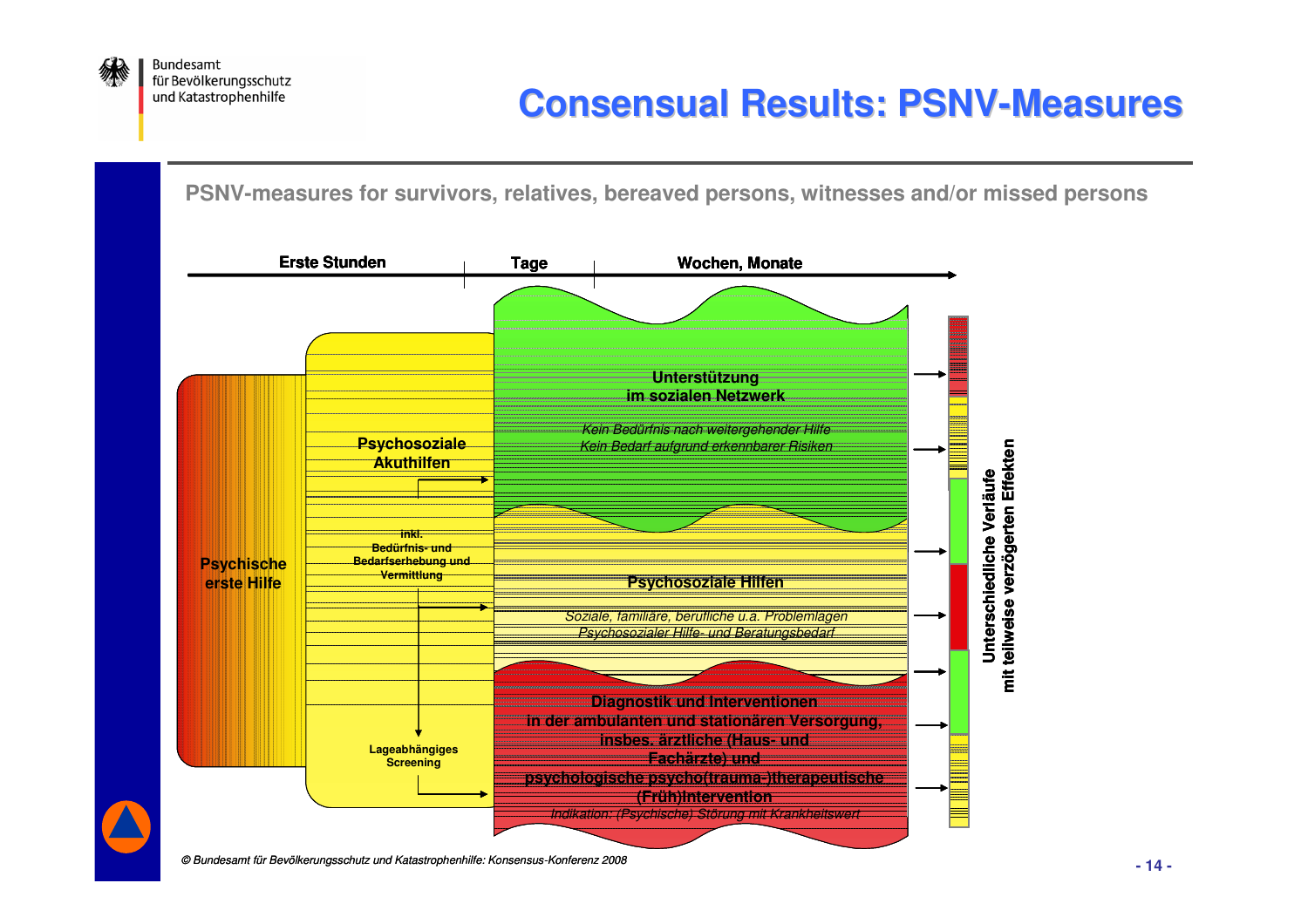# Consensual Results: PSNV-Measures

PSNV-measures for survivors, relatives, bereaved persons, witnesses and/or missed persons

Erste Stunden

Tage

Wochen, Monate

Psychische erste Hilfe

Psychosoziale Akuthilfen

inkl. Bedürfnis- und Bedarfserhebung und Vermittlung

Lageabhängiges Screening

**Unterstützung im sozialen Netzwerk**

*Kein Bedürfnis nach weitergehender Hilfe*
*Kein Bedarf aufgrund erkennbarer Risiken*

**Psychosoziale Hilfen**

*Soziale, familiäre, berufliche u.a. Problemlagen*
*Psychosozialer Hilfe- und Beratungsbedarf*

**Diagnostik und Interventionen in der ambulanten und stationären Versorgung, insbes. ärztliche (Haus- und Fachärzte) und psychologische psycho(trauma-)therapeutische (Früh)Intervention**

*Indikation: (Psychische) Störung mit Krankheitswert*

Unterschiedliche Verläufe mit teilweise verzögerten Effekten

*© Bundesamt für Bevölkerungsschutz und Katastrophenhilfe: Konsensus-Konferenz 2008*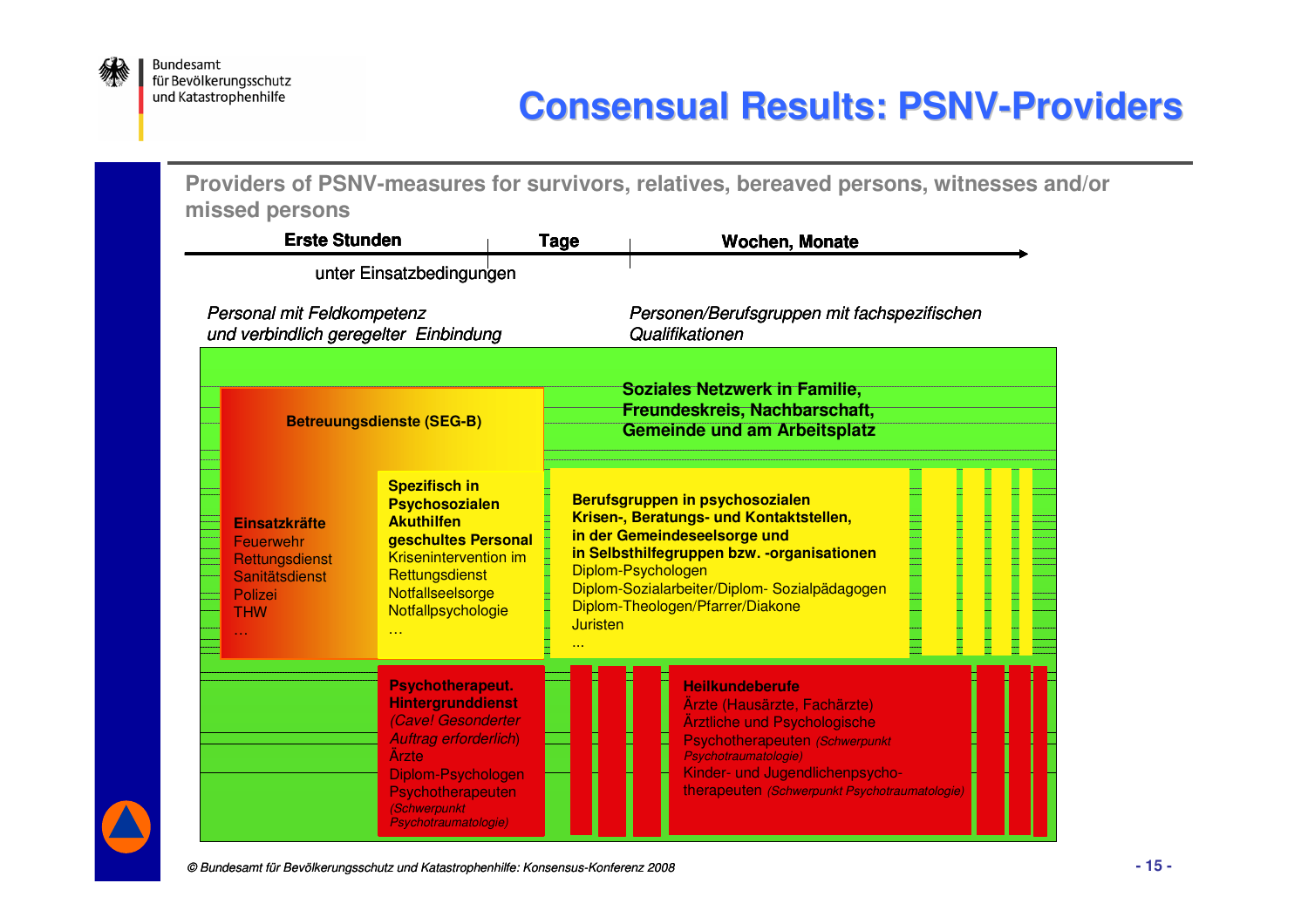# Consensual Results: PSNV-Providers

## Providers of PSNV-measures for survivors, relatives, bereaved persons, witnesses and/or missed persons

**Erste Stunden** | **Tage** | **Wochen, Monate**

unter Einsatzbedingungen

*Personal mit Feldkompetenz und verbindlich geregelter Einbindung*

*Personen/Berufsgruppen mit fachspezifischen Qualifikationen*

**Soziales Netzwerk in Familie, Freundeskreis, Nachbarschaft, Gemeinde und am Arbeitsplatz**

**Betreuungsdienste (SEG-B)**

**Einsatzkräfte**
Feuerwehr
Rettungsdienst
Sanitätsdienst
Polizei
THW
…

**Spezifisch in Psychosozialen Akuthilfen geschultes Personal**
Krisenintervention im Rettungsdienst
Notfallseelsorge
Notfallpsychologie
…

**Berufsgruppen in psychosozialen Krisen-, Beratungs- und Kontaktstellen, in der Gemeindeseelsorge und in Selbsthilfegruppen bzw. -organisationen**
Diplom-Psychologen
Diplom-Sozialarbeiter/Diplom- Sozialpädagogen
Diplom-Theologen/Pfarrer/Diakone
Juristen
...

**Psychotherapeut. Hintergrunddienst**
*(Cave! Gesonderter Auftrag erforderlich)*
Ärzte
Diplom-Psychologen
Psychotherapeuten *(Schwerpunkt Psychotraumatologie)*

**Heilkundeberufe**
Ärzte (Hausärzte, Fachärzte)
Ärztliche und Psychologische Psychotherapeuten *(Schwerpunkt Psychotraumatologie)*
Kinder- und Jugendlichenpsychotherapeuten *(Schwerpunkt Psychotraumatologie)*

*© Bundesamt für Bevölkerungsschutz und Katastrophenhilfe: Konsensus-Konferenz 2008*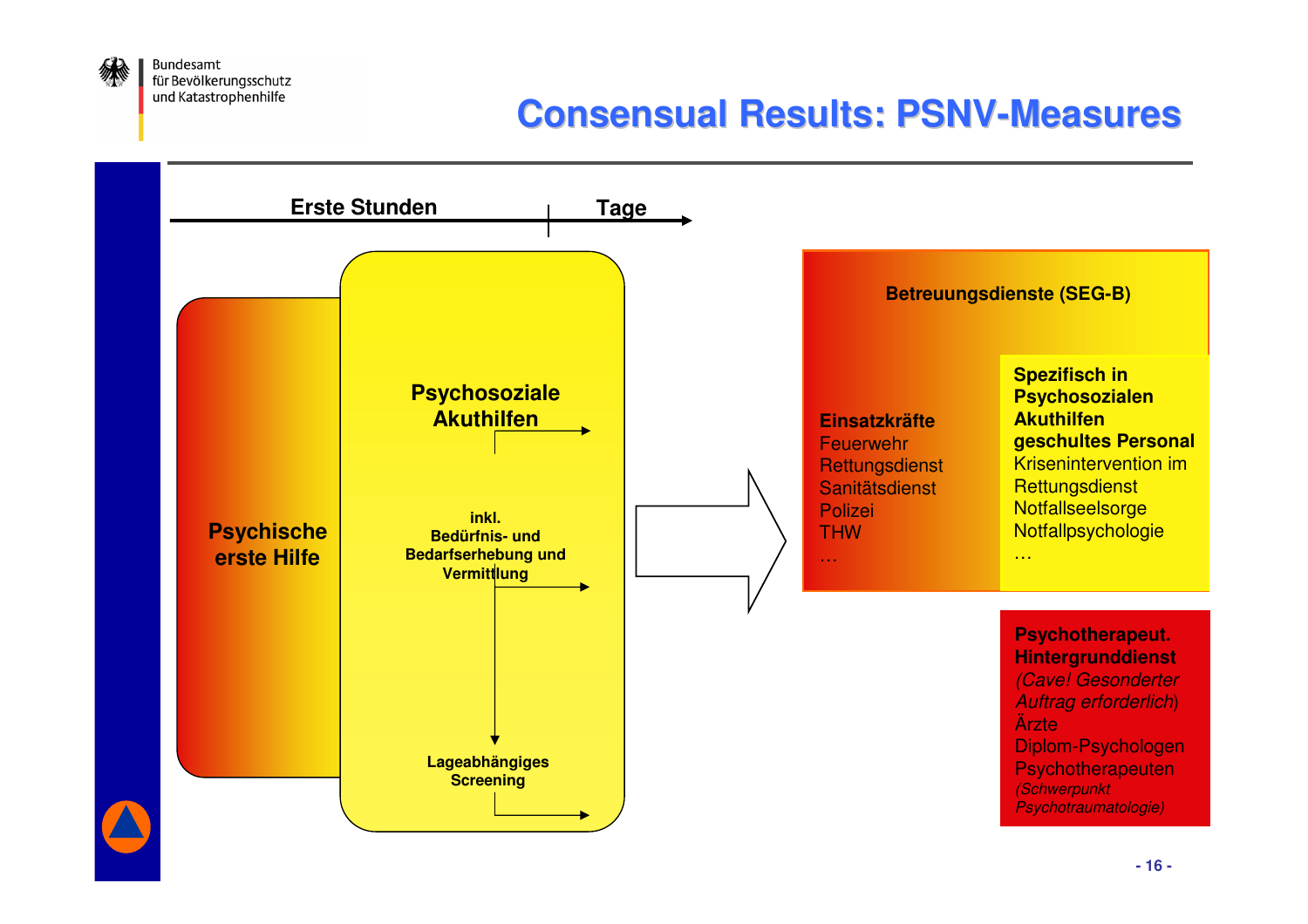# Consensual Results: PSNV-Measures

Erste Stunden

Tage

**Psychische erste Hilfe**

**Psychosoziale Akuthilfen**

**inkl. Bedürfnis- und Bedarfserhebung und Vermittlung**

**Lageabhängiges Screening**

**Betreuungsdienste (SEG-B)**

**Einsatzkräfte**
Feuerwehr
Rettungsdienst
Sanitätsdienst
Polizei
THW
…

**Spezifisch in Psychosozialen Akuthilfen geschultes Personal**
Krisenintervention im Rettungsdienst
Notfallseelsorge
Notfallpsychologie
…

**Psychotherapeut. Hintergrunddienst**
*(Cave! Gesonderter Auftrag erforderlich)*
Ärzte
Diplom-Psychologen
Psychotherapeuten
*(Schwerpunkt Psychotraumatologie)*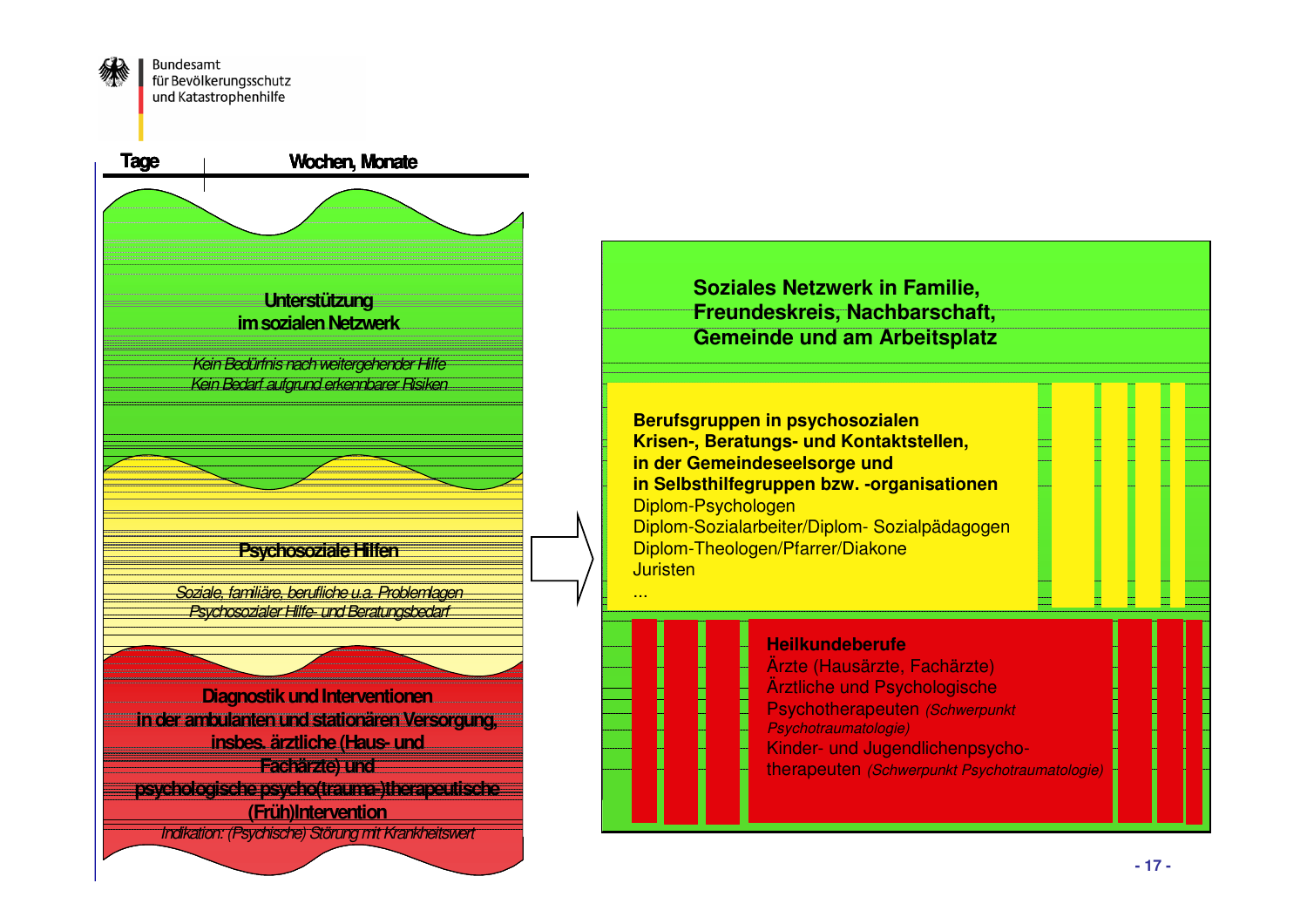Tage | Wochen, Monate

**Unterstützung im sozialen Netzwerk**

*Kein Bedürfnis nach weitergehender Hilfe*
*Kein Bedarf aufgrund erkennbarer Risiken*

**Psychosoziale Hilfen**

*Soziale, familiäre, berufliche u.a. Problemlagen*
*Psychosozialer Hilfe- und Beratungsbedarf*

**Diagnostik und Interventionen in der ambulanten und stationären Versorgung, insbes. ärztliche (Haus- und Fachärzte) und psychologische psycho(trauma-)therapeutische (Früh)Intervention**

*Indikation: (Psychische) Störung mit Krankheitswert*

**Soziales Netzwerk in Familie, Freundeskreis, Nachbarschaft, Gemeinde und am Arbeitsplatz**

**Berufsgruppen in psychosozialen Krisen-, Beratungs- und Kontaktstellen, in der Gemeindeseelsorge und in Selbsthilfegruppen bzw. -organisationen**
Diplom-Psychologen
Diplom-Sozialarbeiter/Diplom- Sozialpädagogen
Diplom-Theologen/Pfarrer/Diakone
Juristen
...

**Heilkundeberufe**
Ärzte (Hausärzte, Fachärzte)
Ärztliche und Psychologische Psychotherapeuten *(Schwerpunkt Psychotraumatologie)*
Kinder- und Jugendlichenpsycho-therapeuten *(Schwerpunkt Psychotraumatologie)*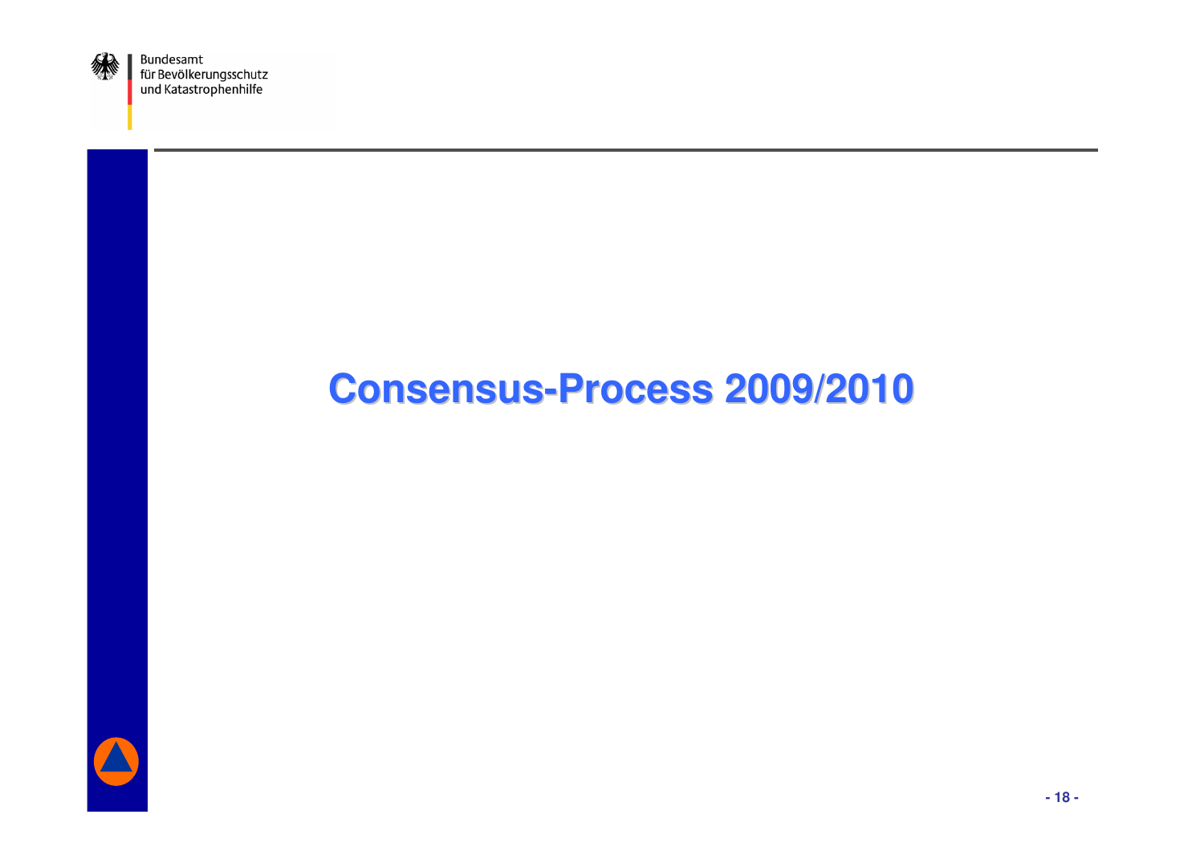# Consensus-Process 2009/2010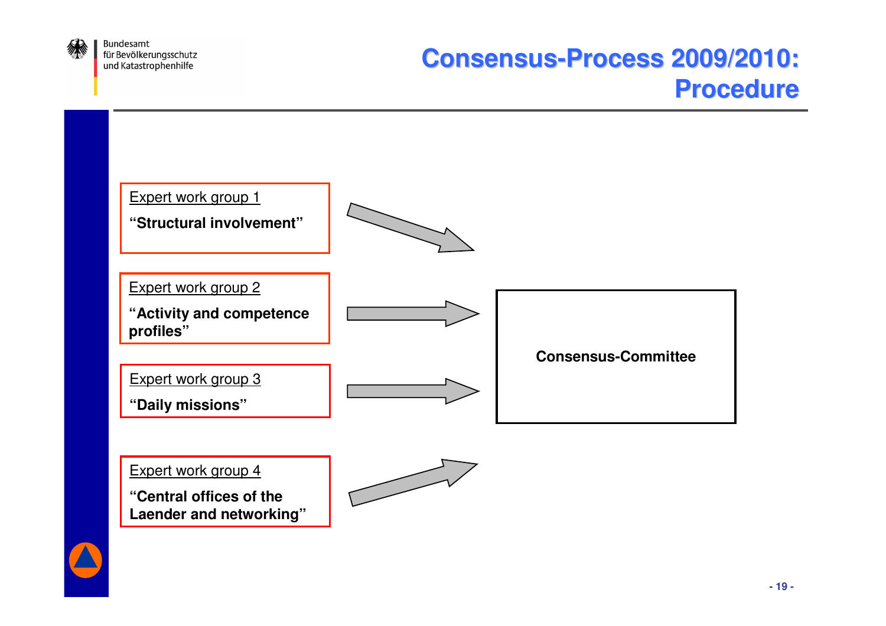# Consensus-Process 2009/2010: Procedure

Expert work group 1
**"Structural involvement"**

Expert work group 2
**"Activity and competence profiles"**

Expert work group 3
**"Daily missions"**

Expert work group 4
**"Central offices of the Laender and networking"**

**Consensus-Committee**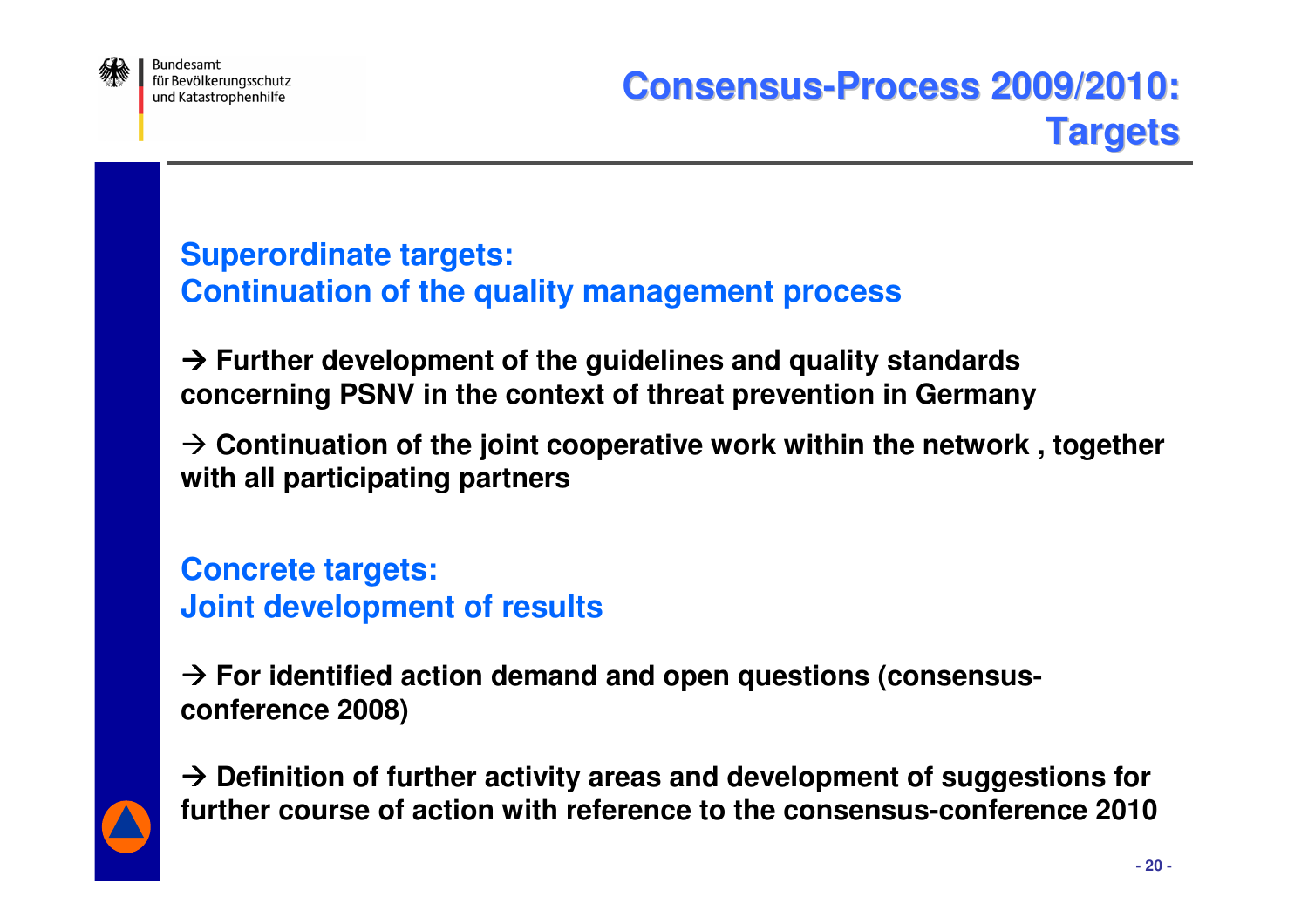# Consensus-Process 2009/2010: Targets

**Superordinate targets:**
**Continuation of the quality management process**

→ **Further development of the guidelines and quality standards concerning PSNV in the context of threat prevention in Germany**

→ **Continuation of the joint cooperative work within the network , together with all participating partners**

**Concrete targets:**
**Joint development of results**

→ **For identified action demand and open questions (consensus-conference 2008)**

→ **Definition of further activity areas and development of suggestions for further course of action with reference to the consensus-conference 2010**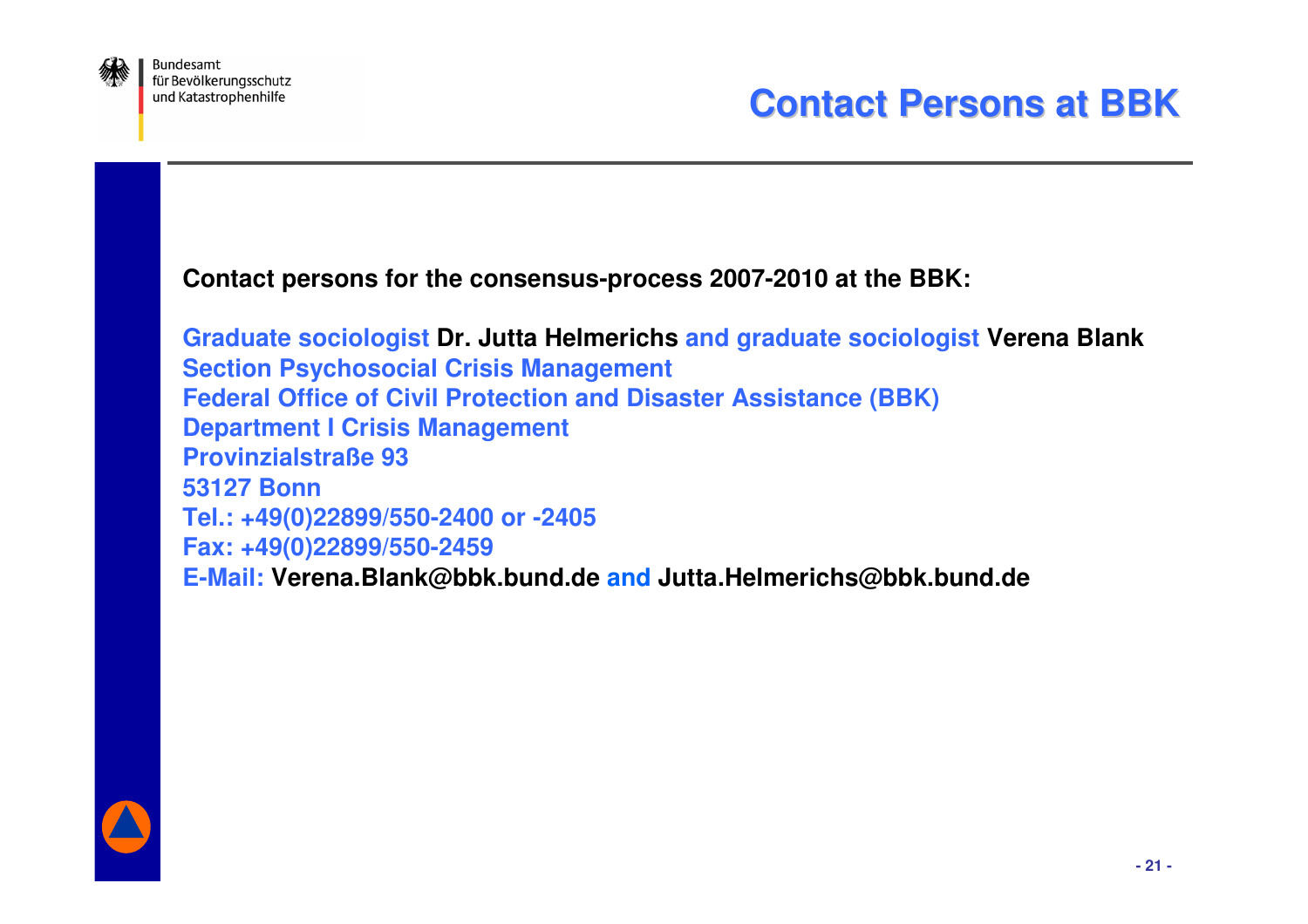# Contact Persons at BBK

**Contact persons for the consensus-process 2007-2010 at the BBK:**

Graduate sociologist **Dr. Jutta Helmerichs** and graduate sociologist **Verena Blank**
Section Psychosocial Crisis Management
Federal Office of Civil Protection and Disaster Assistance (BBK)
Department I Crisis Management
Provinzialstraße 93
53127 Bonn
Tel.: +49(0)22899/550-2400 or -2405
Fax: +49(0)22899/550-2459
E-Mail: **Verena.Blank@bbk.bund.de** and **Jutta.Helmerichs@bbk.bund.de**